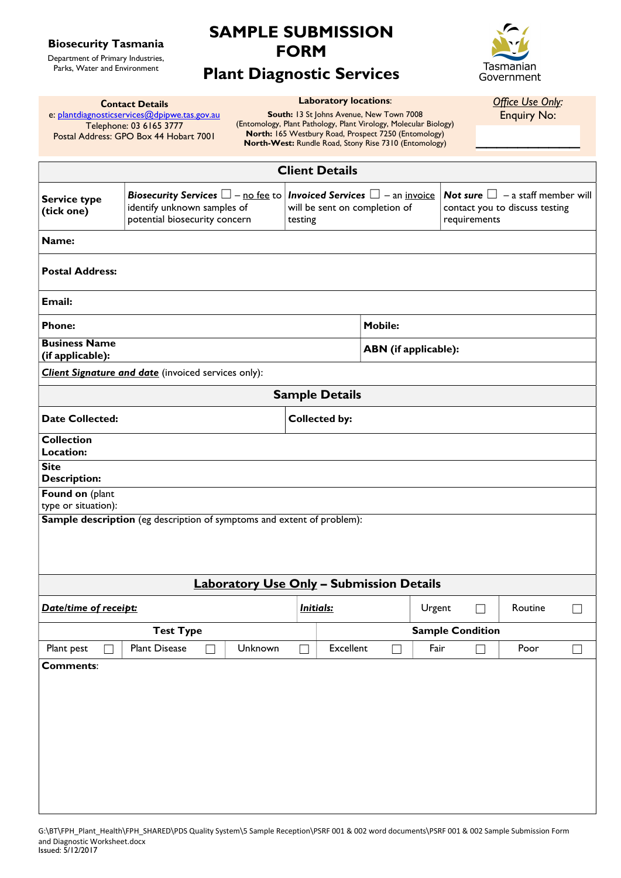**Biosecurity Tasmania**

Department of Primary Industries, Parks, Water and Environment

# SAMPLE SUBMISSION FORM

## Plant Diagnostic Services

Tasmanian Government

| **Contact Details** | **Laboratory locations**: | *Office Use Only:* |
|---|---|---|
| e: plantdiagnosticservices@dpipwe.tas.gov.au<br>Telephone: 03 6165 3777<br>Postal Address: GPO Box 44 Hobart 7001 | **South:** 13 St Johns Avenue, New Town 7008 (Entomology, Plant Pathology, Plant Virology, Molecular Biology)<br>**North:** 165 Westbury Road, Prospect 7250 (Entomology)<br>**North-West:** Rundle Road, Stony Rise 7310 (Entomology) | Enquiry No: ___________ |

## Client Details

| | | | |
|---|---|---|---|
| **Service type (tick one)** | ***Biosecurity Services*** ☐ – no fee to identify unknown samples of potential biosecurity concern | ***Invoiced Services*** ☐ – an invoice will be sent on completion of testing | ***Not sure*** ☐ – a staff member will contact you to discuss testing requirements |

| | |
|---|---|
| **Name:** | |
| **Postal Address:** | |
| **Email:** | |
| **Phone:** | **Mobile:** |
| **Business Name (if applicable):** | **ABN (if applicable):** |
| ***Client Signature and date*** (invoiced services only): | |

## Sample Details

| | |
|---|---|
| **Date Collected:** | **Collected by:** |
| **Collection Location:** | |
| **Site Description:** | |
| **Found on** (plant type or situation): | |
| **Sample description** (eg description of symptoms and extent of problem): | |

## Laboratory Use Only – Submission Details

| | | | |
|---|---|---|---|
| ***Date/time of receipt:*** | ***Initials:*** | Urgent ☐ | Routine ☐ |

| **Test Type** | | | **Sample Condition** | | |
|---|---|---|---|---|---|
| Plant pest ☐ | Plant Disease ☐ | Unknown ☐ | Excellent ☐ | Fair ☐ | Poor ☐ |

**Comments**:

G:\BT\FPH_Plant_Health\FPH_SHARED\PDS Quality System\5 Sample Reception\PSRF 001 & 002 word documents\PSRF 001 & 002 Sample Submission Form and Diagnostic Worksheet.docx
Issued: 5/12/2017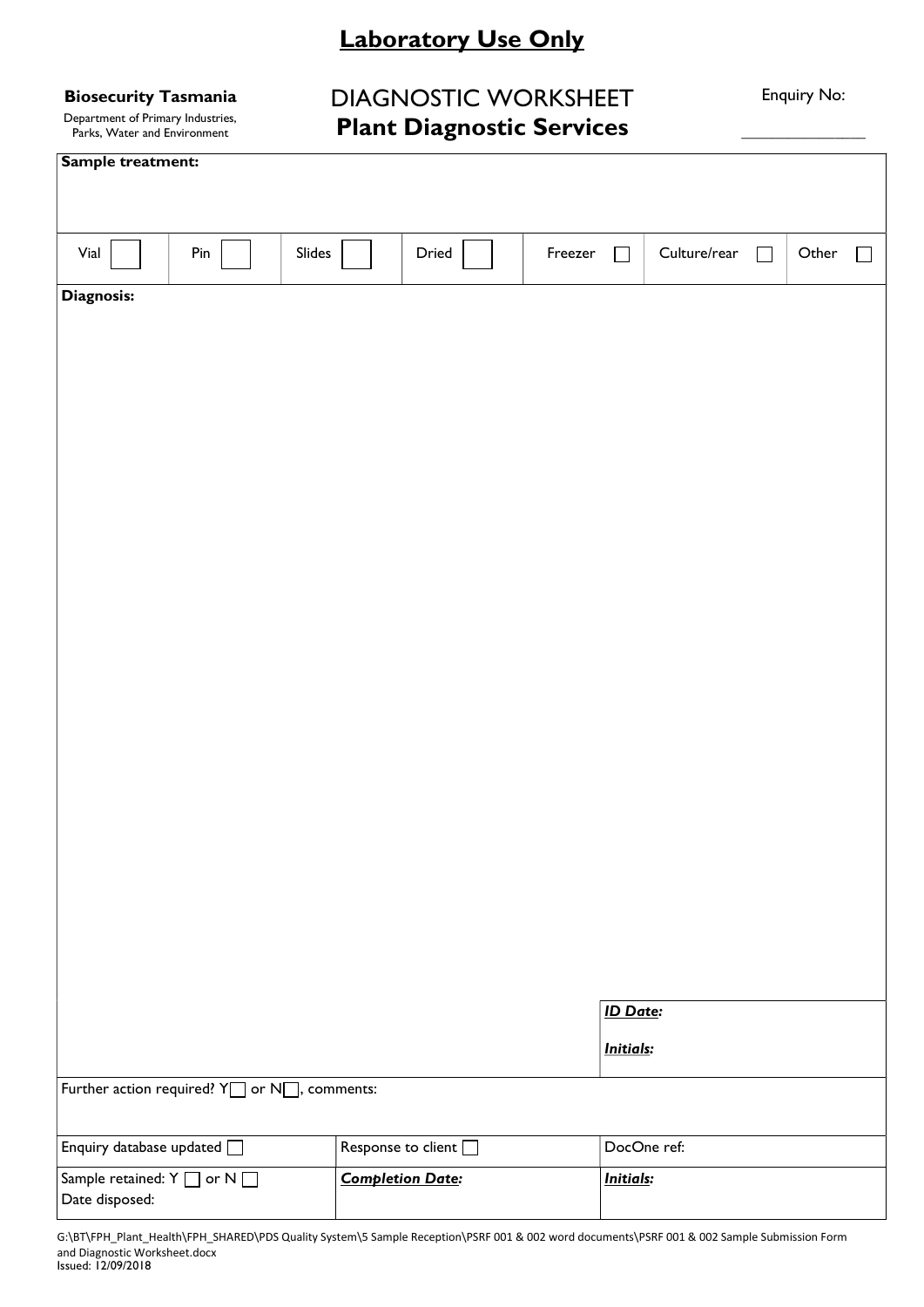# Laboratory Use Only

**Biosecurity Tasmania**
Department of Primary Industries, Parks, Water and Environment

## DIAGNOSTIC WORKSHEET
## Plant Diagnostic Services

Enquiry No: ______________

**Sample treatment:**

| | | | | | | |
|---|---|---|---|---|---|---|
| Vial ☐ | Pin ☐ | Slides ☐ | Dried ☐ | Freezer ☐ | Culture/rear ☐ | Other ☐ |

**Diagnosis:**

***ID Date:***

***Initials:***

Further action required? Y☐ or N☐, comments:

| | | |
|---|---|---|
| Enquiry database updated ☐ | Response to client ☐ | DocOne ref: |
| Sample retained: Y ☐ or N ☐<br>Date disposed: | ***Completion Date:*** | ***Initials:*** |

G:\BT\FPH_Plant_Health\FPH_SHARED\PDS Quality System\5 Sample Reception\PSRF 001 & 002 word documents\PSRF 001 & 002 Sample Submission Form and Diagnostic Worksheet.docx
Issued: 12/09/2018